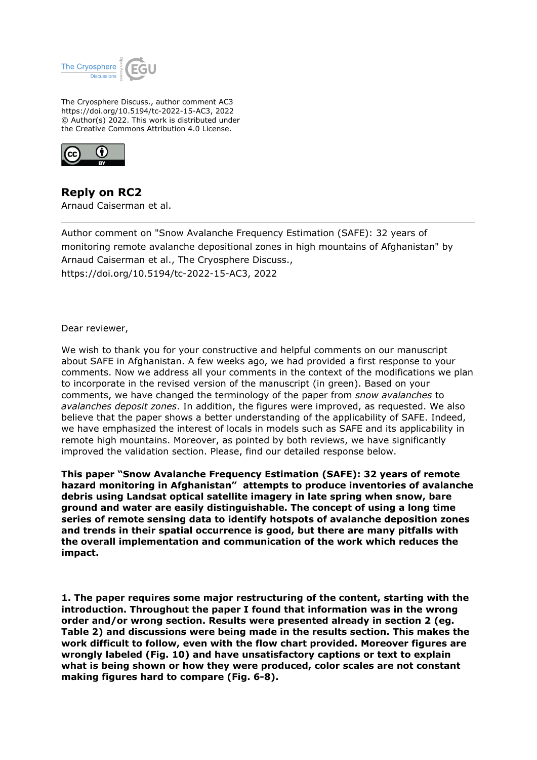The Cryosphere Discuss., author comment AC3
https://doi.org/10.5194/tc-2022-15-AC3, 2022
© Author(s) 2022. This work is distributed under
the Creative Commons Attribution 4.0 License.

## Reply on RC2

Arnaud Caiserman et al.

---

Author comment on "Snow Avalanche Frequency Estimation (SAFE): 32 years of monitoring remote avalanche depositional zones in high mountains of Afghanistan" by Arnaud Caiserman et al., The Cryosphere Discuss., https://doi.org/10.5194/tc-2022-15-AC3, 2022

---

Dear reviewer,

We wish to thank you for your constructive and helpful comments on our manuscript about SAFE in Afghanistan. A few weeks ago, we had provided a first response to your comments. Now we address all your comments in the context of the modifications we plan to incorporate in the revised version of the manuscript (in green). Based on your comments, we have changed the terminology of the paper from *snow avalanches* to *avalanches deposit zones*. In addition, the figures were improved, as requested. We also believe that the paper shows a better understanding of the applicability of SAFE. Indeed, we have emphasized the interest of locals in models such as SAFE and its applicability in remote high mountains. Moreover, as pointed by both reviews, we have significantly improved the validation section. Please, find our detailed response below.

**This paper "Snow Avalanche Frequency Estimation (SAFE): 32 years of remote hazard monitoring in Afghanistan" attempts to produce inventories of avalanche debris using Landsat optical satellite imagery in late spring when snow, bare ground and water are easily distinguishable. The concept of using a long time series of remote sensing data to identify hotspots of avalanche deposition zones and trends in their spatial occurrence is good, but there are many pitfalls with the overall implementation and communication of the work which reduces the impact.**

**1. The paper requires some major restructuring of the content, starting with the introduction. Throughout the paper I found that information was in the wrong order and/or wrong section. Results were presented already in section 2 (eg. Table 2) and discussions were being made in the results section. This makes the work difficult to follow, even with the flow chart provided. Moreover figures are wrongly labeled (Fig. 10) and have unsatisfactory captions or text to explain what is being shown or how they were produced, color scales are not constant making figures hard to compare (Fig. 6-8).**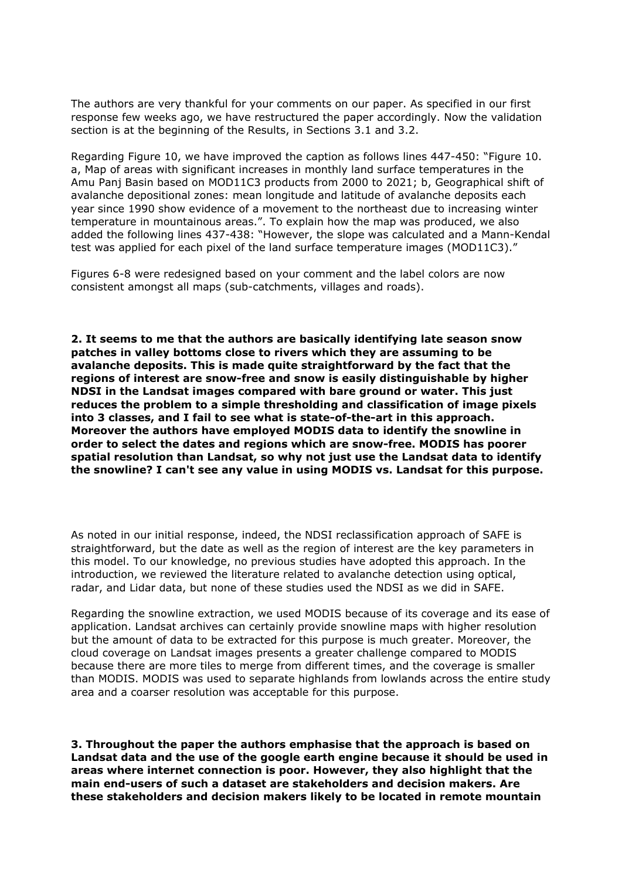The authors are very thankful for your comments on our paper. As specified in our first response few weeks ago, we have restructured the paper accordingly. Now the validation section is at the beginning of the Results, in Sections 3.1 and 3.2.

Regarding Figure 10, we have improved the caption as follows lines 447-450: "Figure 10. a, Map of areas with significant increases in monthly land surface temperatures in the Amu Panj Basin based on MOD11C3 products from 2000 to 2021; b, Geographical shift of avalanche depositional zones: mean longitude and latitude of avalanche deposits each year since 1990 show evidence of a movement to the northeast due to increasing winter temperature in mountainous areas.". To explain how the map was produced, we also added the following lines 437-438: "However, the slope was calculated and a Mann-Kendal test was applied for each pixel of the land surface temperature images (MOD11C3)."

Figures 6-8 were redesigned based on your comment and the label colors are now consistent amongst all maps (sub-catchments, villages and roads).

**2. It seems to me that the authors are basically identifying late season snow patches in valley bottoms close to rivers which they are assuming to be avalanche deposits. This is made quite straightforward by the fact that the regions of interest are snow-free and snow is easily distinguishable by higher NDSI in the Landsat images compared with bare ground or water. This just reduces the problem to a simple thresholding and classification of image pixels into 3 classes, and I fail to see what is state-of-the-art in this approach. Moreover the authors have employed MODIS data to identify the snowline in order to select the dates and regions which are snow-free. MODIS has poorer spatial resolution than Landsat, so why not just use the Landsat data to identify the snowline? I can't see any value in using MODIS vs. Landsat for this purpose.**

As noted in our initial response, indeed, the NDSI reclassification approach of SAFE is straightforward, but the date as well as the region of interest are the key parameters in this model. To our knowledge, no previous studies have adopted this approach. In the introduction, we reviewed the literature related to avalanche detection using optical, radar, and Lidar data, but none of these studies used the NDSI as we did in SAFE.

Regarding the snowline extraction, we used MODIS because of its coverage and its ease of application. Landsat archives can certainly provide snowline maps with higher resolution but the amount of data to be extracted for this purpose is much greater. Moreover, the cloud coverage on Landsat images presents a greater challenge compared to MODIS because there are more tiles to merge from different times, and the coverage is smaller than MODIS. MODIS was used to separate highlands from lowlands across the entire study area and a coarser resolution was acceptable for this purpose.

**3. Throughout the paper the authors emphasise that the approach is based on Landsat data and the use of the google earth engine because it should be used in areas where internet connection is poor. However, they also highlight that the main end-users of such a dataset are stakeholders and decision makers. Are these stakeholders and decision makers likely to be located in remote mountain**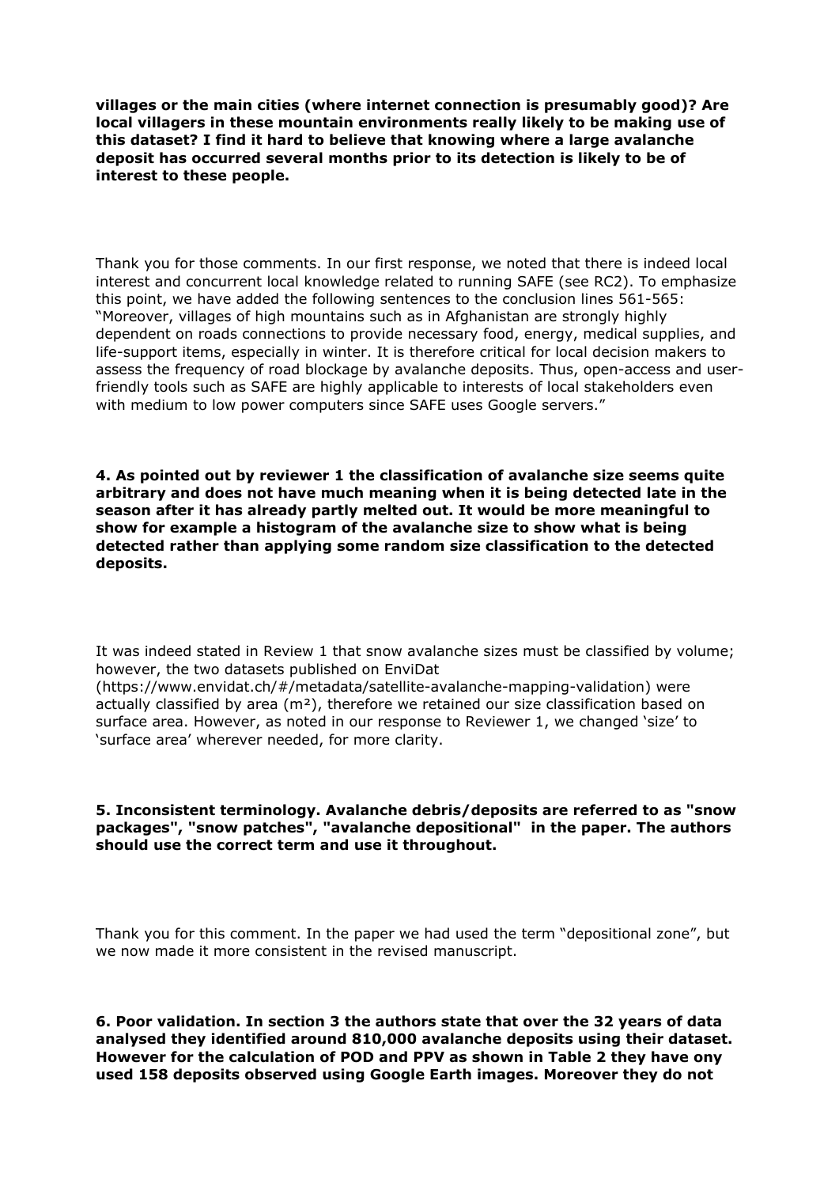**villages or the main cities (where internet connection is presumably good)? Are local villagers in these mountain environments really likely to be making use of this dataset? I find it hard to believe that knowing where a large avalanche deposit has occurred several months prior to its detection is likely to be of interest to these people.**

Thank you for those comments. In our first response, we noted that there is indeed local interest and concurrent local knowledge related to running SAFE (see RC2). To emphasize this point, we have added the following sentences to the conclusion lines 561-565: "Moreover, villages of high mountains such as in Afghanistan are strongly highly dependent on roads connections to provide necessary food, energy, medical supplies, and life-support items, especially in winter. It is therefore critical for local decision makers to assess the frequency of road blockage by avalanche deposits. Thus, open-access and user-friendly tools such as SAFE are highly applicable to interests of local stakeholders even with medium to low power computers since SAFE uses Google servers."

**4. As pointed out by reviewer 1 the classification of avalanche size seems quite arbitrary and does not have much meaning when it is being detected late in the season after it has already partly melted out. It would be more meaningful to show for example a histogram of the avalanche size to show what is being detected rather than applying some random size classification to the detected deposits.**

It was indeed stated in Review 1 that snow avalanche sizes must be classified by volume; however, the two datasets published on EnviDat (https://www.envidat.ch/#/metadata/satellite-avalanche-mapping-validation) were actually classified by area (m²), therefore we retained our size classification based on surface area. However, as noted in our response to Reviewer 1, we changed 'size' to 'surface area' wherever needed, for more clarity.

**5. Inconsistent terminology. Avalanche debris/deposits are referred to as "snow packages", "snow patches", "avalanche depositional" in the paper. The authors should use the correct term and use it throughout.**

Thank you for this comment. In the paper we had used the term "depositional zone", but we now made it more consistent in the revised manuscript.

**6. Poor validation. In section 3 the authors state that over the 32 years of data analysed they identified around 810,000 avalanche deposits using their dataset. However for the calculation of POD and PPV as shown in Table 2 they have ony used 158 deposits observed using Google Earth images. Moreover they do not**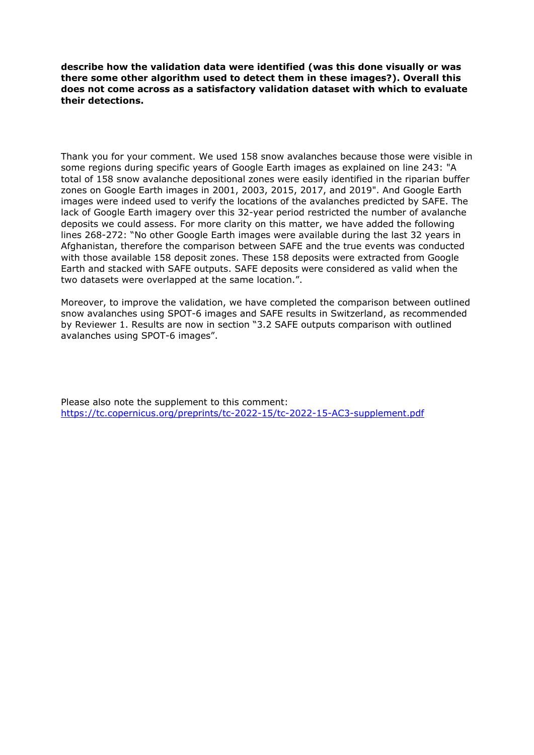**describe how the validation data were identified (was this done visually or was there some other algorithm used to detect them in these images?). Overall this does not come across as a satisfactory validation dataset with which to evaluate their detections.**

Thank you for your comment. We used 158 snow avalanches because those were visible in some regions during specific years of Google Earth images as explained on line 243: "A total of 158 snow avalanche depositional zones were easily identified in the riparian buffer zones on Google Earth images in 2001, 2003, 2015, 2017, and 2019". And Google Earth images were indeed used to verify the locations of the avalanches predicted by SAFE. The lack of Google Earth imagery over this 32-year period restricted the number of avalanche deposits we could assess. For more clarity on this matter, we have added the following lines 268-272: "No other Google Earth images were available during the last 32 years in Afghanistan, therefore the comparison between SAFE and the true events was conducted with those available 158 deposit zones. These 158 deposits were extracted from Google Earth and stacked with SAFE outputs. SAFE deposits were considered as valid when the two datasets were overlapped at the same location.".

Moreover, to improve the validation, we have completed the comparison between outlined snow avalanches using SPOT-6 images and SAFE results in Switzerland, as recommended by Reviewer 1. Results are now in section "3.2 SAFE outputs comparison with outlined avalanches using SPOT-6 images".

Please also note the supplement to this comment:
https://tc.copernicus.org/preprints/tc-2022-15/tc-2022-15-AC3-supplement.pdf